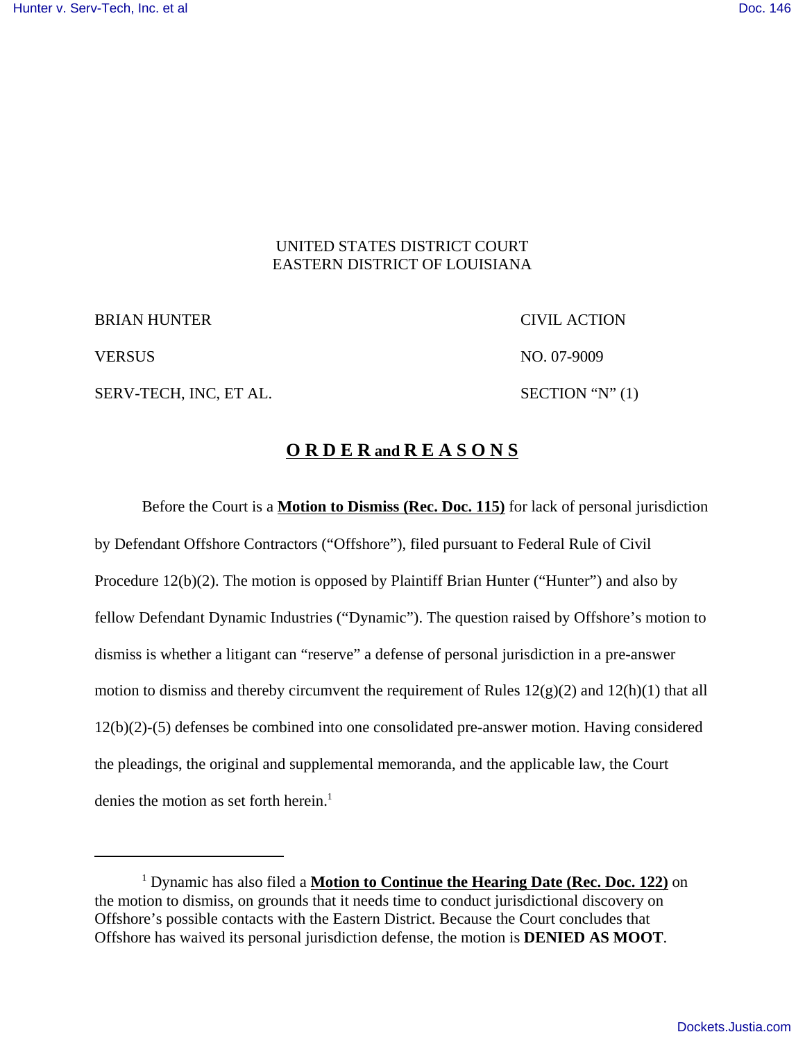UNITED STATES DISTRICT COURT
EASTERN DISTRICT OF LOUISIANA

| | |
|---|---|
| BRIAN HUNTER | CIVIL ACTION |
| VERSUS | NO. 07-9009 |
| SERV-TECH, INC, ET AL. | SECTION "N" (1) |

# O R D E R and R E A S O N S

Before the Court is a **Motion to Dismiss (Rec. Doc. 115)** for lack of personal jurisdiction by Defendant Offshore Contractors ("Offshore"), filed pursuant to Federal Rule of Civil Procedure 12(b)(2). The motion is opposed by Plaintiff Brian Hunter ("Hunter") and also by fellow Defendant Dynamic Industries ("Dynamic"). The question raised by Offshore's motion to dismiss is whether a litigant can "reserve" a defense of personal jurisdiction in a pre-answer motion to dismiss and thereby circumvent the requirement of Rules 12(g)(2) and 12(h)(1) that all 12(b)(2)-(5) defenses be combined into one consolidated pre-answer motion. Having considered the pleadings, the original and supplemental memoranda, and the applicable law, the Court denies the motion as set forth herein.[1]

---

[1] Dynamic has also filed a **Motion to Continue the Hearing Date (Rec. Doc. 122)** on the motion to dismiss, on grounds that it needs time to conduct jurisdictional discovery on Offshore's possible contacts with the Eastern District. Because the Court concludes that Offshore has waived its personal jurisdiction defense, the motion is **DENIED AS MOOT**.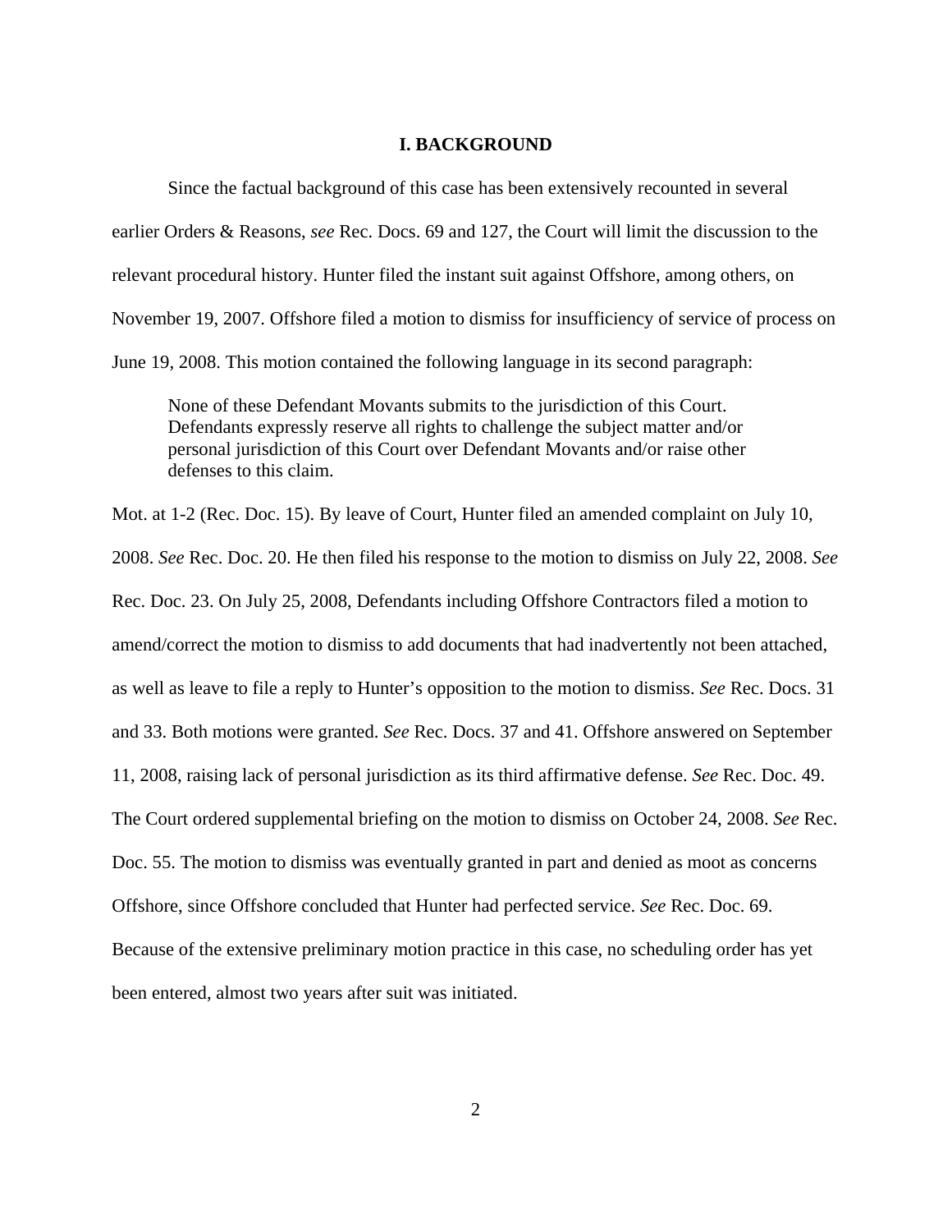## I. BACKGROUND

Since the factual background of this case has been extensively recounted in several earlier Orders & Reasons, *see* Rec. Docs. 69 and 127, the Court will limit the discussion to the relevant procedural history. Hunter filed the instant suit against Offshore, among others, on November 19, 2007. Offshore filed a motion to dismiss for insufficiency of service of process on June 19, 2008. This motion contained the following language in its second paragraph:

> None of these Defendant Movants submits to the jurisdiction of this Court. Defendants expressly reserve all rights to challenge the subject matter and/or personal jurisdiction of this Court over Defendant Movants and/or raise other defenses to this claim.

Mot. at 1-2 (Rec. Doc. 15). By leave of Court, Hunter filed an amended complaint on July 10, 2008. *See* Rec. Doc. 20. He then filed his response to the motion to dismiss on July 22, 2008. *See* Rec. Doc. 23. On July 25, 2008, Defendants including Offshore Contractors filed a motion to amend/correct the motion to dismiss to add documents that had inadvertently not been attached, as well as leave to file a reply to Hunter's opposition to the motion to dismiss. *See* Rec. Docs. 31 and 33. Both motions were granted. *See* Rec. Docs. 37 and 41. Offshore answered on September 11, 2008, raising lack of personal jurisdiction as its third affirmative defense. *See* Rec. Doc. 49. The Court ordered supplemental briefing on the motion to dismiss on October 24, 2008. *See* Rec. Doc. 55. The motion to dismiss was eventually granted in part and denied as moot as concerns Offshore, since Offshore concluded that Hunter had perfected service. *See* Rec. Doc. 69. Because of the extensive preliminary motion practice in this case, no scheduling order has yet been entered, almost two years after suit was initiated.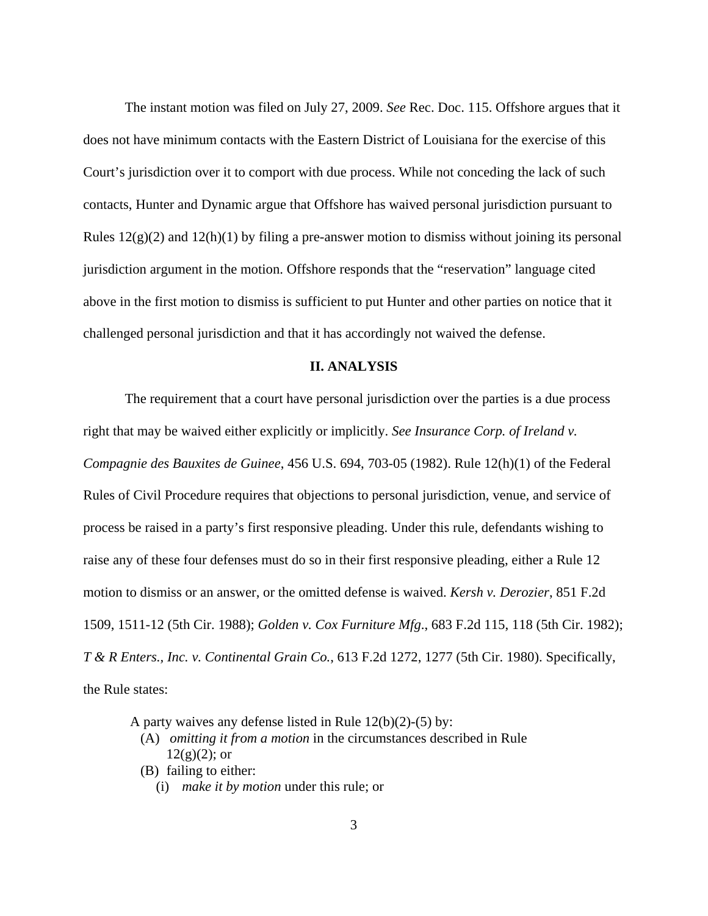The instant motion was filed on July 27, 2009. *See* Rec. Doc. 115. Offshore argues that it does not have minimum contacts with the Eastern District of Louisiana for the exercise of this Court's jurisdiction over it to comport with due process. While not conceding the lack of such contacts, Hunter and Dynamic argue that Offshore has waived personal jurisdiction pursuant to Rules 12(g)(2) and 12(h)(1) by filing a pre-answer motion to dismiss without joining its personal jurisdiction argument in the motion. Offshore responds that the "reservation" language cited above in the first motion to dismiss is sufficient to put Hunter and other parties on notice that it challenged personal jurisdiction and that it has accordingly not waived the defense.

## II. ANALYSIS

The requirement that a court have personal jurisdiction over the parties is a due process right that may be waived either explicitly or implicitly. *See Insurance Corp. of Ireland v. Compagnie des Bauxites de Guinee*, 456 U.S. 694, 703-05 (1982). Rule 12(h)(1) of the Federal Rules of Civil Procedure requires that objections to personal jurisdiction, venue, and service of process be raised in a party's first responsive pleading. Under this rule, defendants wishing to raise any of these four defenses must do so in their first responsive pleading, either a Rule 12 motion to dismiss or an answer, or the omitted defense is waived. *Kersh v. Derozier*, 851 F.2d 1509, 1511-12 (5th Cir. 1988); *Golden v. Cox Furniture Mfg*., 683 F.2d 115, 118 (5th Cir. 1982); *T & R Enters., Inc. v. Continental Grain Co.*, 613 F.2d 1272, 1277 (5th Cir. 1980). Specifically, the Rule states:

> A party waives any defense listed in Rule 12(b)(2)-(5) by:
> (A) *omitting it from a motion* in the circumstances described in Rule 12(g)(2); or
> (B) failing to either:
> (i) *make it by motion* under this rule; or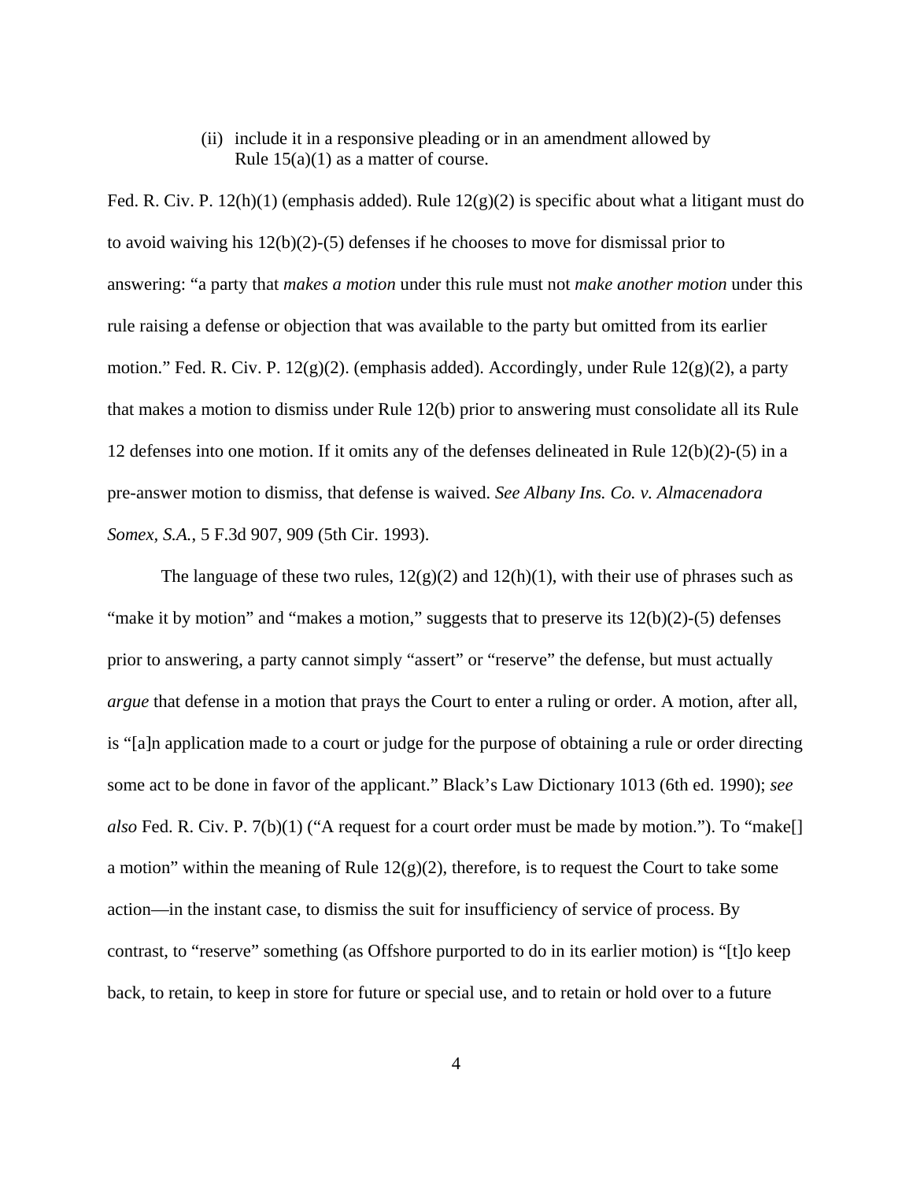(ii) include it in a responsive pleading or in an amendment allowed by Rule 15(a)(1) as a matter of course.

Fed. R. Civ. P. 12(h)(1) (emphasis added). Rule 12(g)(2) is specific about what a litigant must do to avoid waiving his 12(b)(2)-(5) defenses if he chooses to move for dismissal prior to answering: "a party that *makes a motion* under this rule must not *make another motion* under this rule raising a defense or objection that was available to the party but omitted from its earlier motion." Fed. R. Civ. P. 12(g)(2). (emphasis added). Accordingly, under Rule 12(g)(2), a party that makes a motion to dismiss under Rule 12(b) prior to answering must consolidate all its Rule 12 defenses into one motion. If it omits any of the defenses delineated in Rule 12(b)(2)-(5) in a pre-answer motion to dismiss, that defense is waived. *See Albany Ins. Co. v. Almacenadora Somex, S.A.*, 5 F.3d 907, 909 (5th Cir. 1993).

The language of these two rules, 12(g)(2) and 12(h)(1), with their use of phrases such as "make it by motion" and "makes a motion," suggests that to preserve its 12(b)(2)-(5) defenses prior to answering, a party cannot simply "assert" or "reserve" the defense, but must actually *argue* that defense in a motion that prays the Court to enter a ruling or order. A motion, after all, is "[a]n application made to a court or judge for the purpose of obtaining a rule or order directing some act to be done in favor of the applicant." Black's Law Dictionary 1013 (6th ed. 1990); *see also* Fed. R. Civ. P. 7(b)(1) ("A request for a court order must be made by motion."). To "make[] a motion" within the meaning of Rule 12(g)(2), therefore, is to request the Court to take some action—in the instant case, to dismiss the suit for insufficiency of service of process. By contrast, to "reserve" something (as Offshore purported to do in its earlier motion) is "[t]o keep back, to retain, to keep in store for future or special use, and to retain or hold over to a future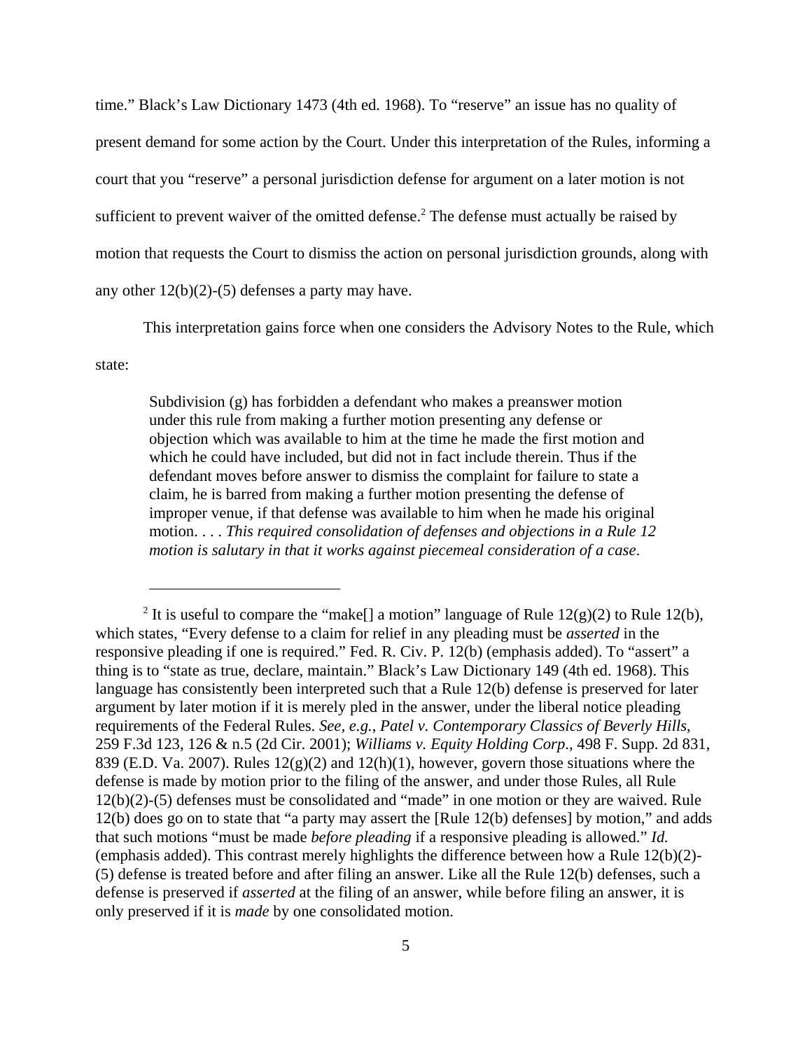time." Black's Law Dictionary 1473 (4th ed. 1968). To "reserve" an issue has no quality of present demand for some action by the Court. Under this interpretation of the Rules, informing a court that you "reserve" a personal jurisdiction defense for argument on a later motion is not sufficient to prevent waiver of the omitted defense.[2] The defense must actually be raised by motion that requests the Court to dismiss the action on personal jurisdiction grounds, along with any other 12(b)(2)-(5) defenses a party may have.

This interpretation gains force when one considers the Advisory Notes to the Rule, which state:

> Subdivision (g) has forbidden a defendant who makes a preanswer motion under this rule from making a further motion presenting any defense or objection which was available to him at the time he made the first motion and which he could have included, but did not in fact include therein. Thus if the defendant moves before answer to dismiss the complaint for failure to state a claim, he is barred from making a further motion presenting the defense of improper venue, if that defense was available to him when he made his original motion. . . . *This required consolidation of defenses and objections in a Rule 12 motion is salutary in that it works against piecemeal consideration of a case.*

---

[2] It is useful to compare the "make[] a motion" language of Rule 12(g)(2) to Rule 12(b), which states, "Every defense to a claim for relief in any pleading must be *asserted* in the responsive pleading if one is required." Fed. R. Civ. P. 12(b) (emphasis added). To "assert" a thing is to "state as true, declare, maintain." Black's Law Dictionary 149 (4th ed. 1968). This language has consistently been interpreted such that a Rule 12(b) defense is preserved for later argument by later motion if it is merely pled in the answer, under the liberal notice pleading requirements of the Federal Rules. *See, e.g.*, *Patel v. Contemporary Classics of Beverly Hills*, 259 F.3d 123, 126 & n.5 (2d Cir. 2001); *Williams v. Equity Holding Corp*., 498 F. Supp. 2d 831, 839 (E.D. Va. 2007). Rules 12(g)(2) and 12(h)(1), however, govern those situations where the defense is made by motion prior to the filing of the answer, and under those Rules, all Rule 12(b)(2)-(5) defenses must be consolidated and "made" in one motion or they are waived. Rule 12(b) does go on to state that "a party may assert the [Rule 12(b) defenses] by motion," and adds that such motions "must be made *before pleading* if a responsive pleading is allowed." *Id.* (emphasis added). This contrast merely highlights the difference between how a Rule 12(b)(2)-(5) defense is treated before and after filing an answer. Like all the Rule 12(b) defenses, such a defense is preserved if *asserted* at the filing of an answer, while before filing an answer, it is only preserved if it is *made* by one consolidated motion.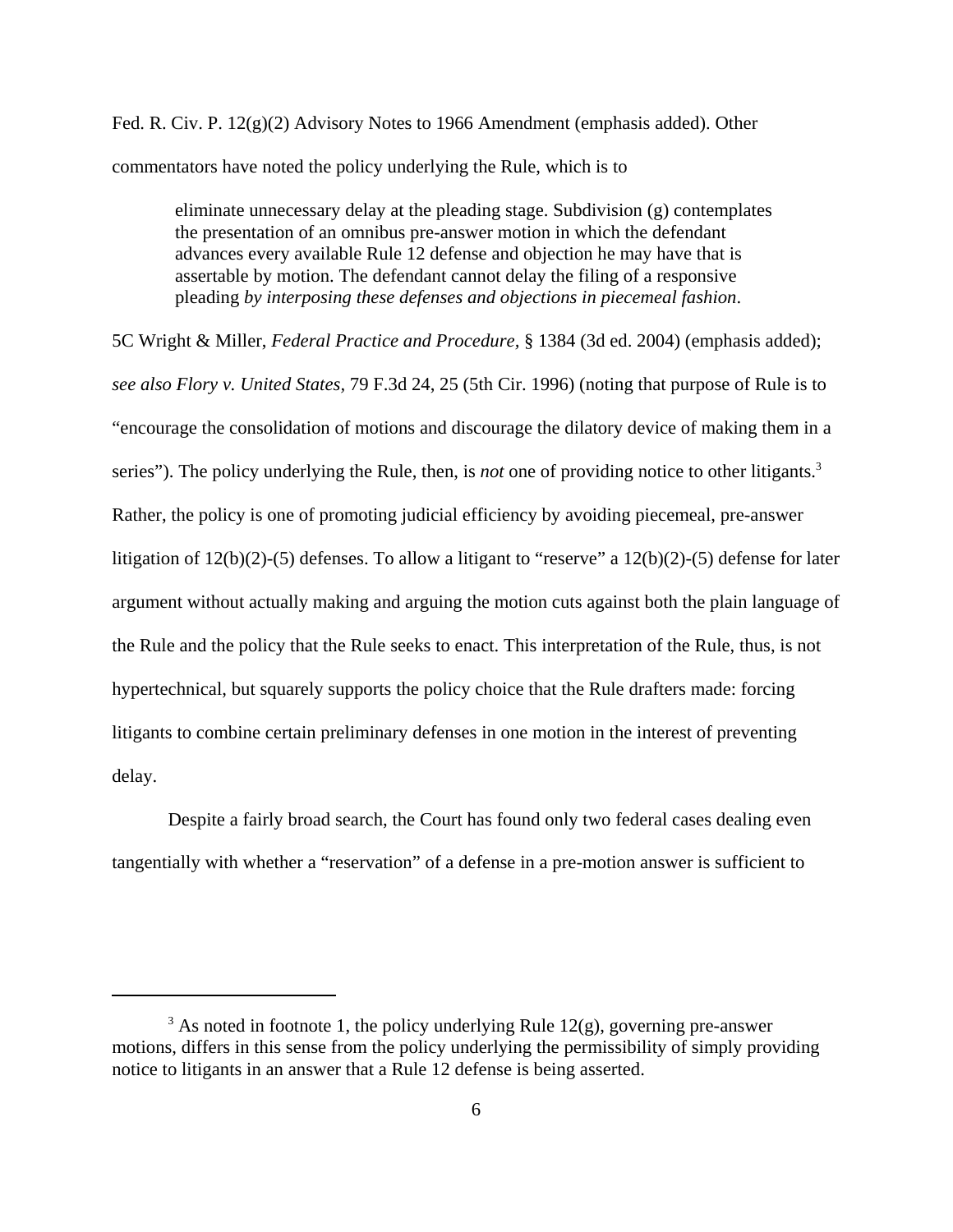Fed. R. Civ. P. 12(g)(2) Advisory Notes to 1966 Amendment (emphasis added). Other commentators have noted the policy underlying the Rule, which is to

> eliminate unnecessary delay at the pleading stage. Subdivision (g) contemplates the presentation of an omnibus pre-answer motion in which the defendant advances every available Rule 12 defense and objection he may have that is assertable by motion. The defendant cannot delay the filing of a responsive pleading *by interposing these defenses and objections in piecemeal fashion*.

5C Wright & Miller, *Federal Practice and Procedure*, § 1384 (3d ed. 2004) (emphasis added); *see also Flory v. United States*, 79 F.3d 24, 25 (5th Cir. 1996) (noting that purpose of Rule is to "encourage the consolidation of motions and discourage the dilatory device of making them in a series"). The policy underlying the Rule, then, is *not* one of providing notice to other litigants.[3] Rather, the policy is one of promoting judicial efficiency by avoiding piecemeal, pre-answer litigation of 12(b)(2)-(5) defenses. To allow a litigant to "reserve" a 12(b)(2)-(5) defense for later argument without actually making and arguing the motion cuts against both the plain language of the Rule and the policy that the Rule seeks to enact. This interpretation of the Rule, thus, is not hypertechnical, but squarely supports the policy choice that the Rule drafters made: forcing litigants to combine certain preliminary defenses in one motion in the interest of preventing delay.

Despite a fairly broad search, the Court has found only two federal cases dealing even tangentially with whether a "reservation" of a defense in a pre-motion answer is sufficient to

---

[3] As noted in footnote 1, the policy underlying Rule 12(g), governing pre-answer motions, differs in this sense from the policy underlying the permissibility of simply providing notice to litigants in an answer that a Rule 12 defense is being asserted.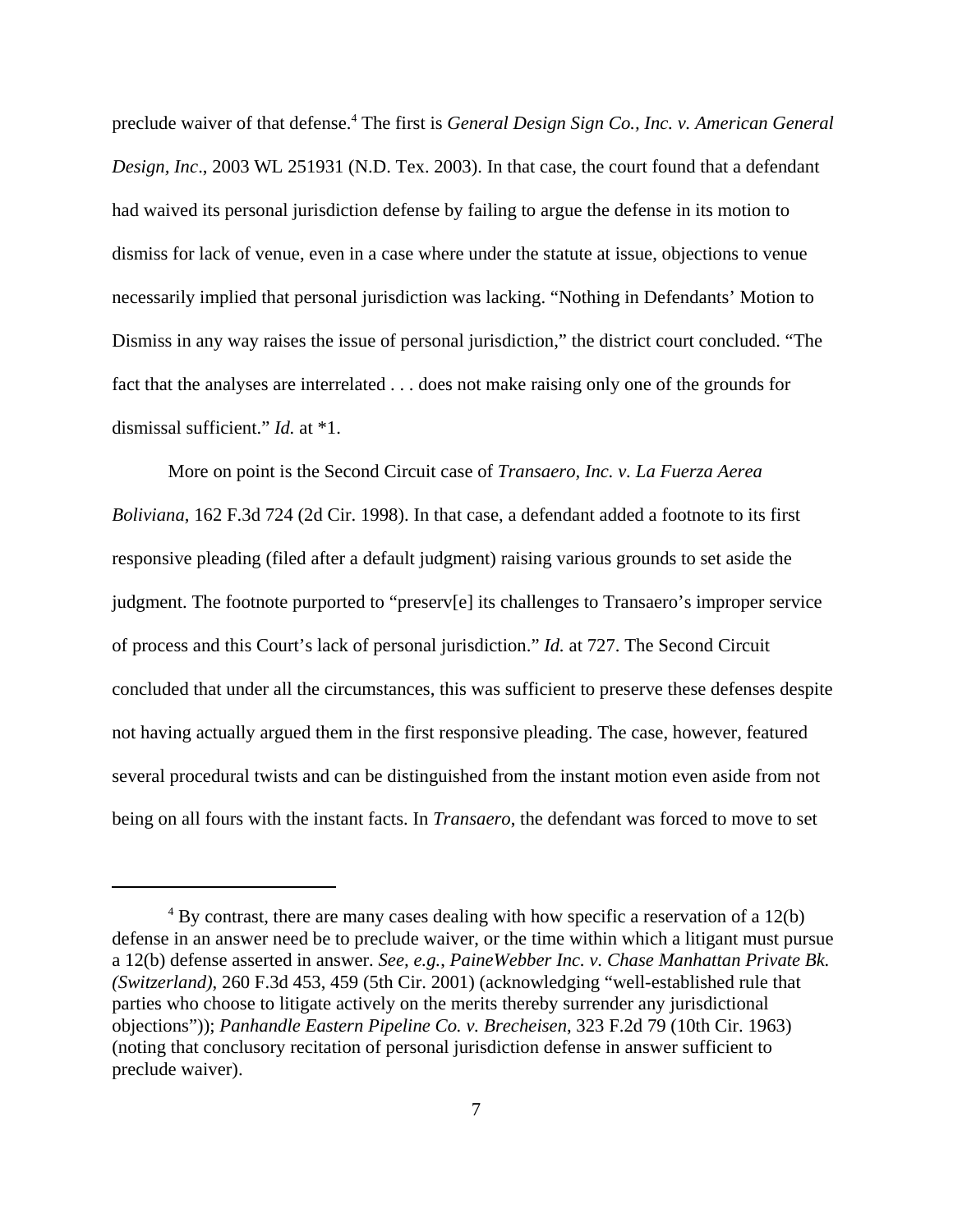preclude waiver of that defense.[4] The first is *General Design Sign Co., Inc. v. American General Design, Inc*., 2003 WL 251931 (N.D. Tex. 2003). In that case, the court found that a defendant had waived its personal jurisdiction defense by failing to argue the defense in its motion to dismiss for lack of venue, even in a case where under the statute at issue, objections to venue necessarily implied that personal jurisdiction was lacking. "Nothing in Defendants' Motion to Dismiss in any way raises the issue of personal jurisdiction," the district court concluded. "The fact that the analyses are interrelated . . . does not make raising only one of the grounds for dismissal sufficient." *Id.* at *1.

More on point is the Second Circuit case of *Transaero, Inc. v. La Fuerza Aerea Boliviana*, 162 F.3d 724 (2d Cir. 1998). In that case, a defendant added a footnote to its first responsive pleading (filed after a default judgment) raising various grounds to set aside the judgment. The footnote purported to "preserv[e] its challenges to Transaero's improper service of process and this Court's lack of personal jurisdiction." *Id.* at 727. The Second Circuit concluded that under all the circumstances, this was sufficient to preserve these defenses despite not having actually argued them in the first responsive pleading. The case, however, featured several procedural twists and can be distinguished from the instant motion even aside from not being on all fours with the instant facts. In *Transaero*, the defendant was forced to move to set

---

[4] By contrast, there are many cases dealing with how specific a reservation of a 12(b) defense in an answer need be to preclude waiver, or the time within which a litigant must pursue a 12(b) defense asserted in answer. *See, e.g., PaineWebber Inc. v. Chase Manhattan Private Bk. (Switzerland)*, 260 F.3d 453, 459 (5th Cir. 2001) (acknowledging "well-established rule that parties who choose to litigate actively on the merits thereby surrender any jurisdictional objections")); *Panhandle Eastern Pipeline Co. v. Brecheisen*, 323 F.2d 79 (10th Cir. 1963) (noting that conclusory recitation of personal jurisdiction defense in answer sufficient to preclude waiver).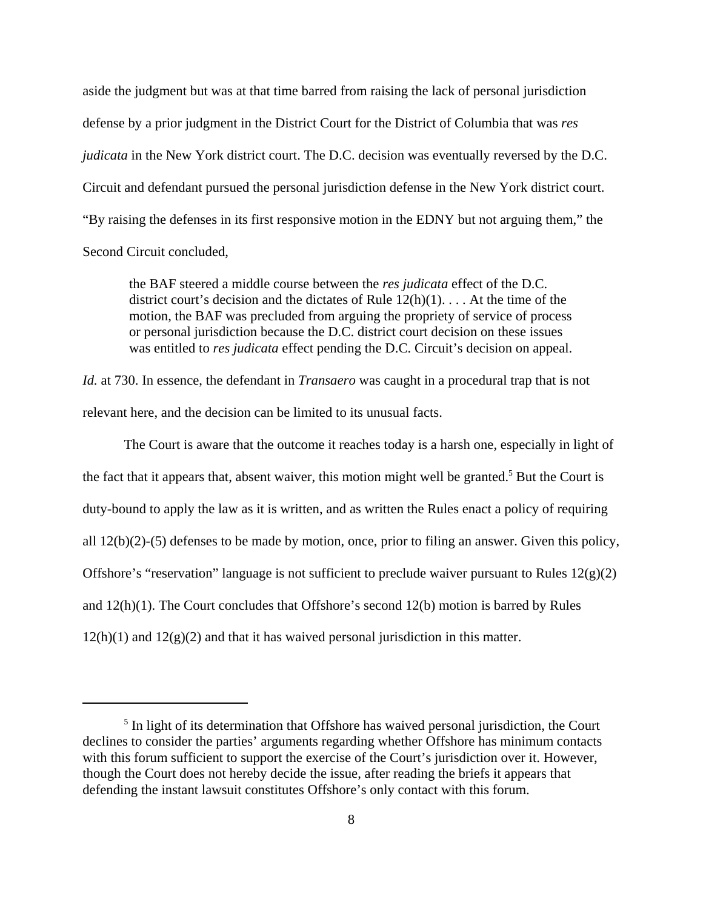aside the judgment but was at that time barred from raising the lack of personal jurisdiction defense by a prior judgment in the District Court for the District of Columbia that was *res judicata* in the New York district court. The D.C. decision was eventually reversed by the D.C. Circuit and defendant pursued the personal jurisdiction defense in the New York district court. "By raising the defenses in its first responsive motion in the EDNY but not arguing them," the Second Circuit concluded,

> the BAF steered a middle course between the *res judicata* effect of the D.C. district court's decision and the dictates of Rule 12(h)(1). . . . At the time of the motion, the BAF was precluded from arguing the propriety of service of process or personal jurisdiction because the D.C. district court decision on these issues was entitled to *res judicata* effect pending the D.C. Circuit's decision on appeal.

*Id.* at 730. In essence, the defendant in *Transaero* was caught in a procedural trap that is not relevant here, and the decision can be limited to its unusual facts.

The Court is aware that the outcome it reaches today is a harsh one, especially in light of the fact that it appears that, absent waiver, this motion might well be granted.[5] But the Court is duty-bound to apply the law as it is written, and as written the Rules enact a policy of requiring all 12(b)(2)-(5) defenses to be made by motion, once, prior to filing an answer. Given this policy, Offshore's "reservation" language is not sufficient to preclude waiver pursuant to Rules 12(g)(2) and 12(h)(1). The Court concludes that Offshore's second 12(b) motion is barred by Rules 12(h)(1) and 12(g)(2) and that it has waived personal jurisdiction in this matter.

---

[5] In light of its determination that Offshore has waived personal jurisdiction, the Court declines to consider the parties' arguments regarding whether Offshore has minimum contacts with this forum sufficient to support the exercise of the Court's jurisdiction over it. However, though the Court does not hereby decide the issue, after reading the briefs it appears that defending the instant lawsuit constitutes Offshore's only contact with this forum.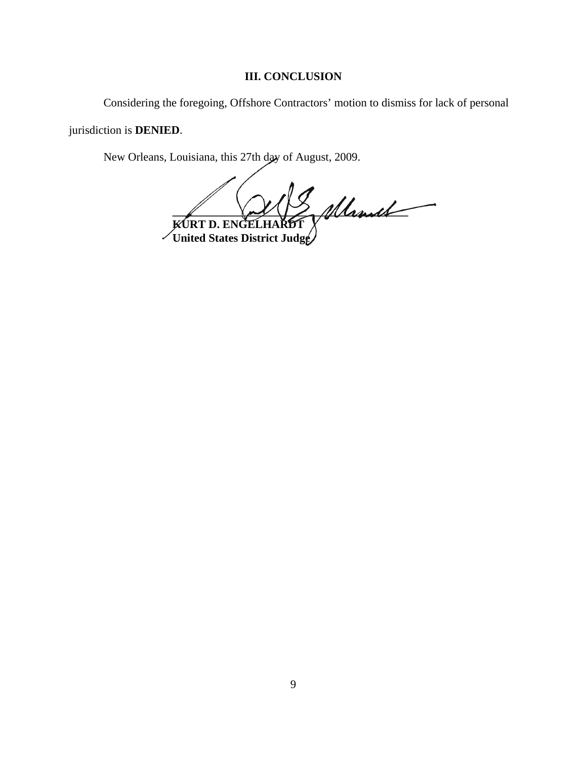### III. CONCLUSION

Considering the foregoing, Offshore Contractors' motion to dismiss for lack of personal jurisdiction is **DENIED**.

New Orleans, Louisiana, this 27th day of August, 2009.

\_\_\_\_\_\_\_\_\_\_\_\_\_\_\_\_\_\_\_\_\_\_\_\_\_\_\_\_\_\_\_\_\_\_\_\_\_\_\_\_
**KURT D. ENGELHARDT**
**United States District Judge**